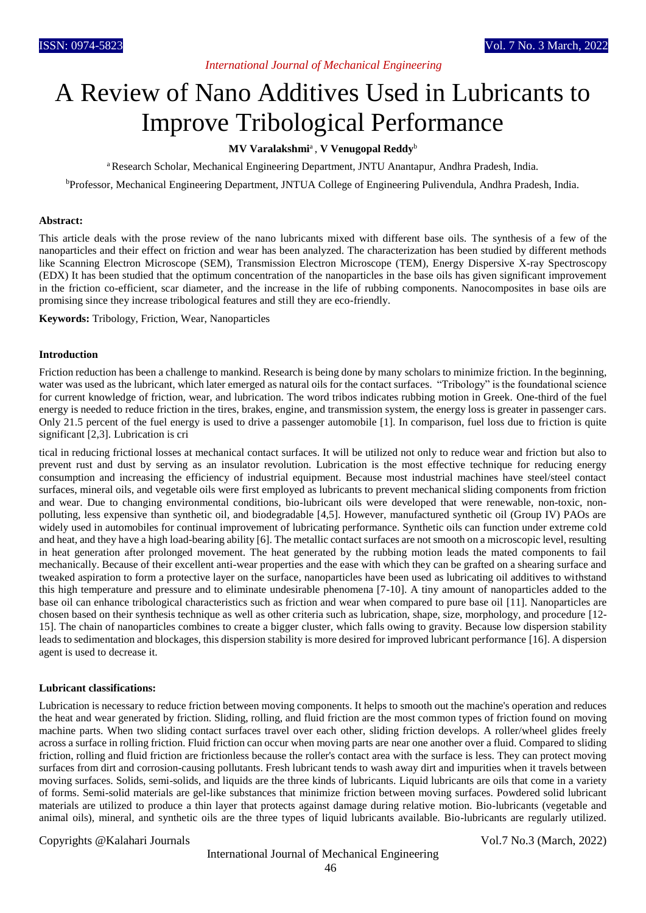# A Review of Nano Additives Used in Lubricants to Improve Tribological Performance

**MV Varalakshmi**[a] , **V Venugopal Reddy**[b]

[a] Research Scholar, Mechanical Engineering Department, JNTU Anantapur, Andhra Pradesh, India.

[b]Professor, Mechanical Engineering Department, JNTUA College of Engineering Pulivendula, Andhra Pradesh, India.

**Abstract:**

This article deals with the prose review of the nano lubricants mixed with different base oils. The synthesis of a few of the nanoparticles and their effect on friction and wear has been analyzed. The characterization has been studied by different methods like Scanning Electron Microscope (SEM), Transmission Electron Microscope (TEM), Energy Dispersive X-ray Spectroscopy (EDX) It has been studied that the optimum concentration of the nanoparticles in the base oils has given significant improvement in the friction co-efficient, scar diameter, and the increase in the life of rubbing components. Nanocomposites in base oils are promising since they increase tribological features and still they are eco-friendly.

**Keywords:** Tribology, Friction, Wear, Nanoparticles

**Introduction**

Friction reduction has been a challenge to mankind. Research is being done by many scholars to minimize friction. In the beginning, water was used as the lubricant, which later emerged as natural oils for the contact surfaces. "Tribology" is the foundational science for current knowledge of friction, wear, and lubrication. The word tribos indicates rubbing motion in Greek. One-third of the fuel energy is needed to reduce friction in the tires, brakes, engine, and transmission system, the energy loss is greater in passenger cars. Only 21.5 percent of the fuel energy is used to drive a passenger automobile [1]. In comparison, fuel loss due to friction is quite significant [2,3]. Lubrication is critical in reducing frictional losses at mechanical contact surfaces. It will be utilized not only to reduce wear and friction but also to prevent rust and dust by serving as an insulator revolution. Lubrication is the most effective technique for reducing energy consumption and increasing the efficiency of industrial equipment. Because most industrial machines have steel/steel contact surfaces, mineral oils, and vegetable oils were first employed as lubricants to prevent mechanical sliding components from friction and wear. Due to changing environmental conditions, bio-lubricant oils were developed that were renewable, non-toxic, non-polluting, less expensive than synthetic oil, and biodegradable [4,5]. However, manufactured synthetic oil (Group IV) PAOs are widely used in automobiles for continual improvement of lubricating performance. Synthetic oils can function under extreme cold and heat, and they have a high load-bearing ability [6]. The metallic contact surfaces are not smooth on a microscopic level, resulting in heat generation after prolonged movement. The heat generated by the rubbing motion leads the mated components to fail mechanically. Because of their excellent anti-wear properties and the ease with which they can be grafted on a shearing surface and tweaked aspiration to form a protective layer on the surface, nanoparticles have been used as lubricating oil additives to withstand this high temperature and pressure and to eliminate undesirable phenomena [7-10]. A tiny amount of nanoparticles added to the base oil can enhance tribological characteristics such as friction and wear when compared to pure base oil [11]. Nanoparticles are chosen based on their synthesis technique as well as other criteria such as lubrication, shape, size, morphology, and procedure [12-15]. The chain of nanoparticles combines to create a bigger cluster, which falls owing to gravity. Because low dispersion stability leads to sedimentation and blockages, this dispersion stability is more desired for improved lubricant performance [16]. A dispersion agent is used to decrease it.

**Lubricant classifications:**

Lubrication is necessary to reduce friction between moving components. It helps to smooth out the machine's operation and reduces the heat and wear generated by friction. Sliding, rolling, and fluid friction are the most common types of friction found on moving machine parts. When two sliding contact surfaces travel over each other, sliding friction develops. A roller/wheel glides freely across a surface in rolling friction. Fluid friction can occur when moving parts are near one another over a fluid. Compared to sliding friction, rolling and fluid friction are frictionless because the roller's contact area with the surface is less. They can protect moving surfaces from dirt and corrosion-causing pollutants. Fresh lubricant tends to wash away dirt and impurities when it travels between moving surfaces. Solids, semi-solids, and liquids are the three kinds of lubricants. Liquid lubricants are oils that come in a variety of forms. Semi-solid materials are gel-like substances that minimize friction between moving surfaces. Powdered solid lubricant materials are utilized to produce a thin layer that protects against damage during relative motion. Bio-lubricants (vegetable and animal oils), mineral, and synthetic oils are the three types of liquid lubricants available. Bio-lubricants are regularly utilized.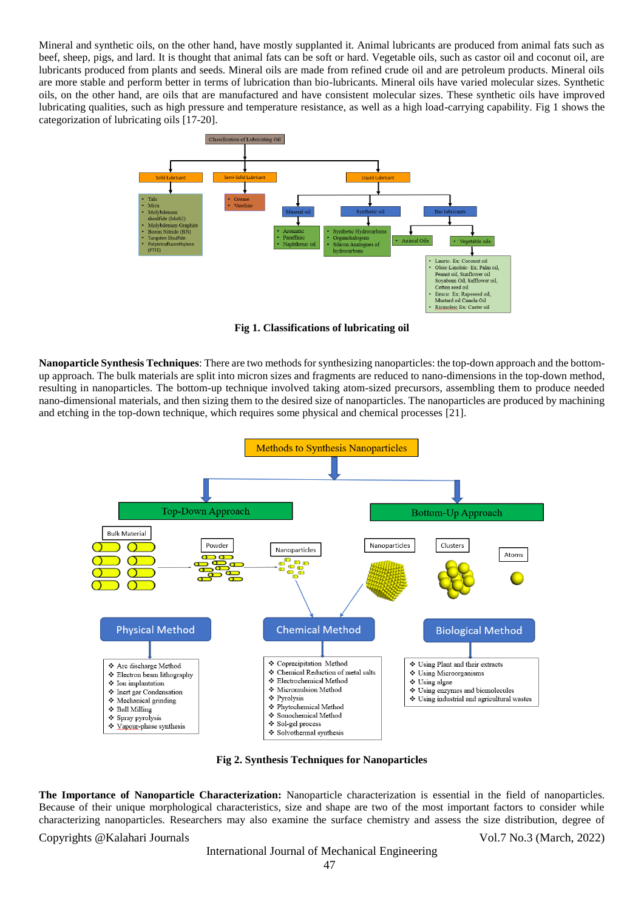Mineral and synthetic oils, on the other hand, have mostly supplanted it. Animal lubricants are produced from animal fats such as beef, sheep, pigs, and lard. It is thought that animal fats can be soft or hard. Vegetable oils, such as castor oil and coconut oil, are lubricants produced from plants and seeds. Mineral oils are made from refined crude oil and are petroleum products. Mineral oils are more stable and perform better in terms of lubrication than bio-lubricants. Mineral oils have varied molecular sizes. Synthetic oils, on the other hand, are oils that are manufactured and have consistent molecular sizes. These synthetic oils have improved lubricating qualities, such as high pressure and temperature resistance, as well as a high load-carrying capability. Fig 1 shows the categorization of lubricating oils [17-20].

**Fig 1. Classifications of lubricating oil**

**Nanoparticle Synthesis Techniques**: There are two methods for synthesizing nanoparticles: the top-down approach and the bottom-up approach. The bulk materials are split into micron sizes and fragments are reduced to nano-dimensions in the top-down method, resulting in nanoparticles. The bottom-up technique involved taking atom-sized precursors, assembling them to produce needed nano-dimensional materials, and then sizing them to the desired size of nanoparticles. The nanoparticles are produced by machining and etching in the top-down technique, which requires some physical and chemical processes [21].

**Fig 2. Synthesis Techniques for Nanoparticles**

**The Importance of Nanoparticle Characterization:** Nanoparticle characterization is essential in the field of nanoparticles. Because of their unique morphological characteristics, size and shape are two of the most important factors to consider while characterizing nanoparticles. Researchers may also examine the surface chemistry and assess the size distribution, degree of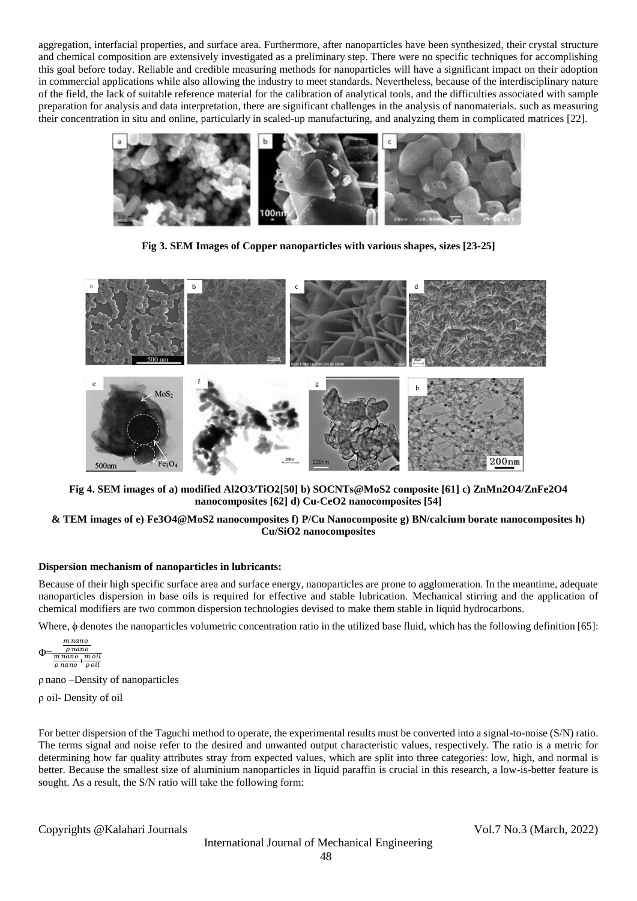aggregation, interfacial properties, and surface area. Furthermore, after nanoparticles have been synthesized, their crystal structure and chemical composition are extensively investigated as a preliminary step. There were no specific techniques for accomplishing this goal before today. Reliable and credible measuring methods for nanoparticles will have a significant impact on their adoption in commercial applications while also allowing the industry to meet standards. Nevertheless, because of the interdisciplinary nature of the field, the lack of suitable reference material for the calibration of analytical tools, and the difficulties associated with sample preparation for analysis and data interpretation, there are significant challenges in the analysis of nanomaterials. such as measuring their concentration in situ and online, particularly in scaled-up manufacturing, and analyzing them in complicated matrices [22].

**Fig 3. SEM Images of Copper nanoparticles with various shapes, sizes [23-25]**

**Fig 4. SEM images of a) modified Al2O3/TiO2[50] b) SOCNTs@MoS2 composite [61] c) ZnMn2O4/ZnFe2O4 nanocomposites [62] d) Cu-CeO2 nanocomposites [54]**

**& TEM images of e) Fe3O4@MoS2 nanocomposites f) P/Cu Nanocomposite g) BN/calcium borate nanocomposites h) Cu/SiO2 nanocomposites**

**Dispersion mechanism of nanoparticles in lubricants:**

Because of their high specific surface area and surface energy, nanoparticles are prone to agglomeration. In the meantime, adequate nanoparticles dispersion in base oils is required for effective and stable lubrication. Mechanical stirring and the application of chemical modifiers are two common dispersion technologies devised to make them stable in liquid hydrocarbons.

Where, $\phi$ denotes the nanoparticles volumetric concentration ratio in the utilized base fluid, which has the following definition [65]:

$$\Phi = \frac{\frac{m\ nano}{\rho\ nano}}{\frac{m\ nano}{\rho\ nano} + \frac{m\ oil}{\rho\ oil}}$$

$\rho$ nano –Density of nanoparticles

$\rho$ oil- Density of oil

For better dispersion of the Taguchi method to operate, the experimental results must be converted into a signal-to-noise (S/N) ratio. The terms signal and noise refer to the desired and unwanted output characteristic values, respectively. The ratio is a metric for determining how far quality attributes stray from expected values, which are split into three categories: low, high, and normal is better. Because the smallest size of aluminium nanoparticles in liquid paraffin is crucial in this research, a low-is-better feature is sought. As a result, the S/N ratio will take the following form: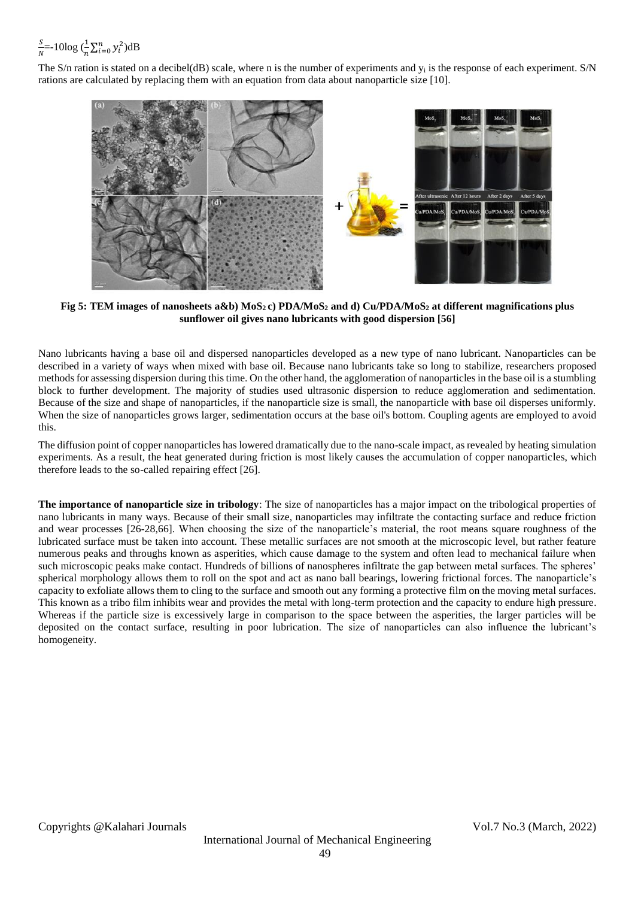$$\frac{S}{N}=-10\log\left(\frac{1}{n}\sum_{i=0}^{n}y_i^2\right)dB$$

The S/n ration is stated on a decibel(dB) scale, where n is the number of experiments and $y_i$ is the response of each experiment. S/N rations are calculated by replacing them with an equation from data about nanoparticle size [10].

**Fig 5: TEM images of nanosheets a&b) $MoS_2$ c) PDA/$MoS_2$ and d) Cu/PDA/$MoS_2$ at different magnifications plus sunflower oil gives nano lubricants with good dispersion [56]**

Nano lubricants having a base oil and dispersed nanoparticles developed as a new type of nano lubricant. Nanoparticles can be described in a variety of ways when mixed with base oil. Because nano lubricants take so long to stabilize, researchers proposed methods for assessing dispersion during this time. On the other hand, the agglomeration of nanoparticles in the base oil is a stumbling block to further development. The majority of studies used ultrasonic dispersion to reduce agglomeration and sedimentation. Because of the size and shape of nanoparticles, if the nanoparticle size is small, the nanoparticle with base oil disperses uniformly. When the size of nanoparticles grows larger, sedimentation occurs at the base oil's bottom. Coupling agents are employed to avoid this.

The diffusion point of copper nanoparticles has lowered dramatically due to the nano-scale impact, as revealed by heating simulation experiments. As a result, the heat generated during friction is most likely causes the accumulation of copper nanoparticles, which therefore leads to the so-called repairing effect [26].

**The importance of nanoparticle size in tribology**: The size of nanoparticles has a major impact on the tribological properties of nano lubricants in many ways. Because of their small size, nanoparticles may infiltrate the contacting surface and reduce friction and wear processes [26-28,66]. When choosing the size of the nanoparticle's material, the root means square roughness of the lubricated surface must be taken into account. These metallic surfaces are not smooth at the microscopic level, but rather feature numerous peaks and throughs known as asperities, which cause damage to the system and often lead to mechanical failure when such microscopic peaks make contact. Hundreds of billions of nanospheres infiltrate the gap between metal surfaces. The spheres' spherical morphology allows them to roll on the spot and act as nano ball bearings, lowering frictional forces. The nanoparticle's capacity to exfoliate allows them to cling to the surface and smooth out any forming a protective film on the moving metal surfaces. This known as a tribo film inhibits wear and provides the metal with long-term protection and the capacity to endure high pressure. Whereas if the particle size is excessively large in comparison to the space between the asperities, the larger particles will be deposited on the contact surface, resulting in poor lubrication. The size of nanoparticles can also influence the lubricant's homogeneity.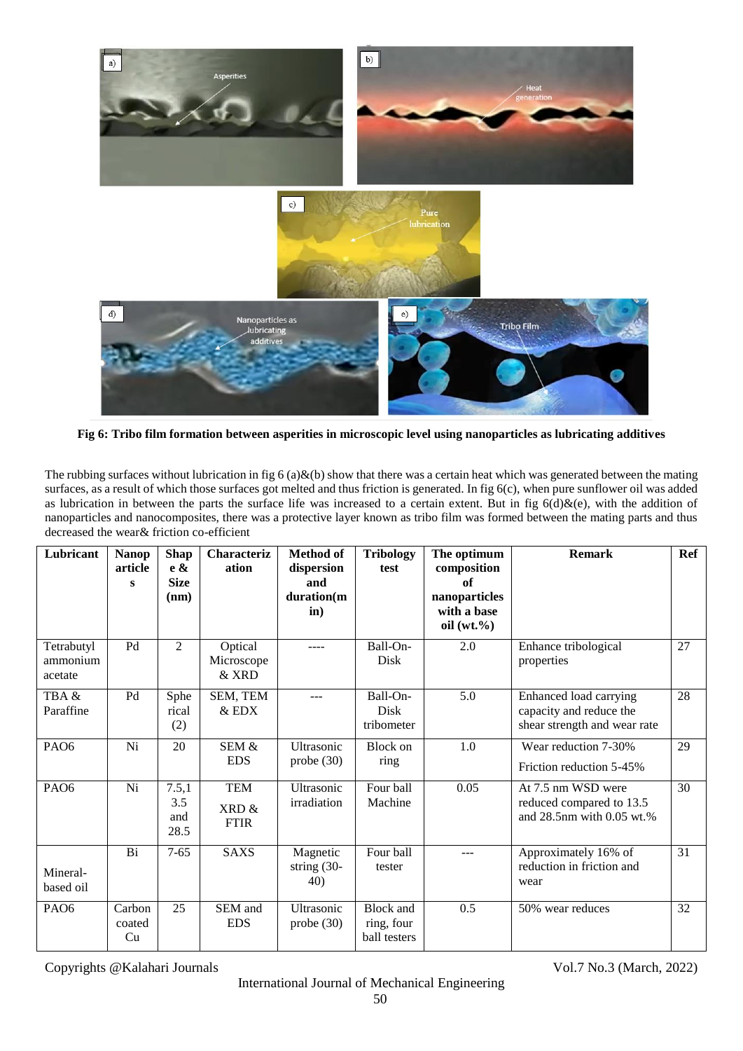**Fig 6: Tribo film formation between asperities in microscopic level using nanoparticles as lubricating additives**

The rubbing surfaces without lubrication in fig 6 (a)&(b) show that there was a certain heat which was generated between the mating surfaces, as a result of which those surfaces got melted and thus friction is generated. In fig 6(c), when pure sunflower oil was added as lubrication in between the parts the surface life was increased to a certain extent. But in fig 6(d)&(e), with the addition of nanoparticles and nanocomposites, there was a protective layer known as tribo film was formed between the mating parts and thus decreased the wear& friction co-efficient

| Lubricant | Nanoparticles | Shape & Size (nm) | Characterization | Method of dispersion and duration(min) | Tribology test | The optimum composition of nanoparticles with a base oil (wt.%) | Remark | Ref |
|---|---|---|---|---|---|---|---|---|
| Tetrabutyl ammonium acetate | Pd | 2 | Optical Microscope & XRD | ---- | Ball-On-Disk | 2.0 | Enhance tribological properties | 27 |
| TBA & Paraffine | Pd | Spherical (2) | SEM, TEM & EDX | --- | Ball-On-Disk tribometer | 5.0 | Enhanced load carrying capacity and reduce the shear strength and wear rate | 28 |
| PAO6 | Ni | 20 | SEM & EDS | Ultrasonic probe (30) | Block on ring | 1.0 | Wear reduction 7-30%<br>Friction reduction 5-45% | 29 |
| PAO6 | Ni | 7.5,13.5 and 28.5 | TEM<br>XRD & FTIR | Ultrasonic irradiation | Four ball Machine | 0.05 | At 7.5 nm WSD were reduced compared to 13.5 and 28.5nm with 0.05 wt.% | 30 |
| Mineral-based oil | Bi | 7-65 | SAXS | Magnetic string (30-40) | Four ball tester | --- | Approximately 16% of reduction in friction and wear | 31 |
| PAO6 | Carbon coated Cu | 25 | SEM and EDS | Ultrasonic probe (30) | Block and ring, four ball testers | 0.5 | 50% wear reduces | 32 |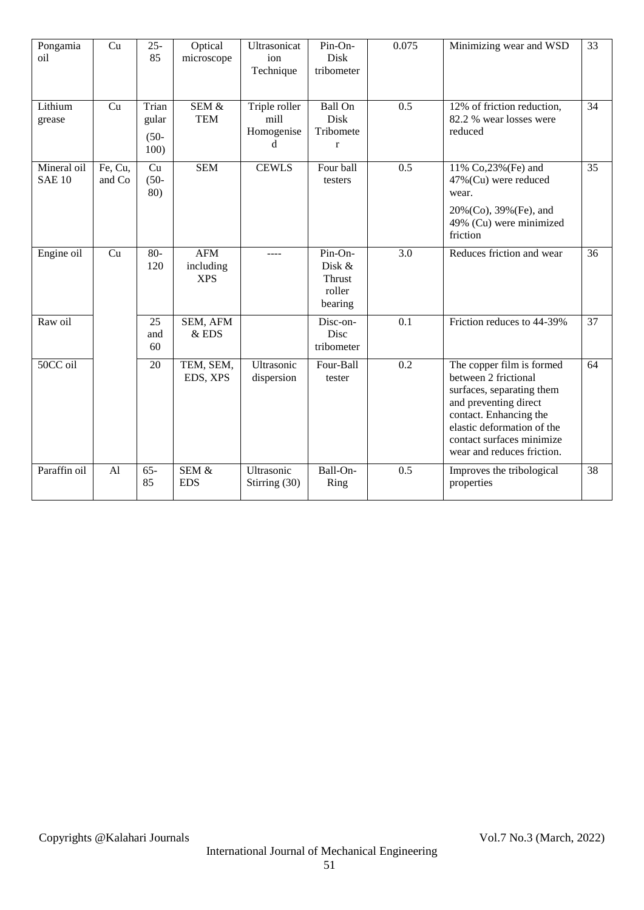| Pongamia oil | Cu | 25-85 | Optical microscope | Ultrasonication Technique | Pin-On-Disk tribometer | 0.075 | Minimizing wear and WSD | 33 |
|---|---|---|---|---|---|---|---|---|
| Lithium grease | Cu | Triangular (50-100) | SEM & TEM | Triple roller mill Homogenised | Ball On Disk Tribometer | 0.5 | 12% of friction reduction, 82.2 % wear losses were reduced | 34 |
| Mineral oil SAE 10 | Fe, Cu, and Co | Cu (50-80) | SEM | CEWLS | Four ball testers | 0.5 | 11% Co,23%(Fe) and 47%(Cu) were reduced wear. 20%(Co), 39%(Fe), and 49% (Cu) were minimized friction | 35 |
| Engine oil | Cu | 80-120 | AFM including XPS | ---- | Pin-On-Disk & Thrust roller bearing | 3.0 | Reduces friction and wear | 36 |
| Raw oil | | 25 and 60 | SEM, AFM & EDS | | Disc-on-Disc tribometer | 0.1 | Friction reduces to 44-39% | 37 |
| 50CC oil | | 20 | TEM, SEM, EDS, XPS | Ultrasonic dispersion | Four-Ball tester | 0.2 | The copper film is formed between 2 frictional surfaces, separating them and preventing direct contact. Enhancing the elastic deformation of the contact surfaces minimize wear and reduces friction. | 64 |
| Paraffin oil | Al | 65-85 | SEM & EDS | Ultrasonic Stirring (30) | Ball-On-Ring | 0.5 | Improves the tribological properties | 38 |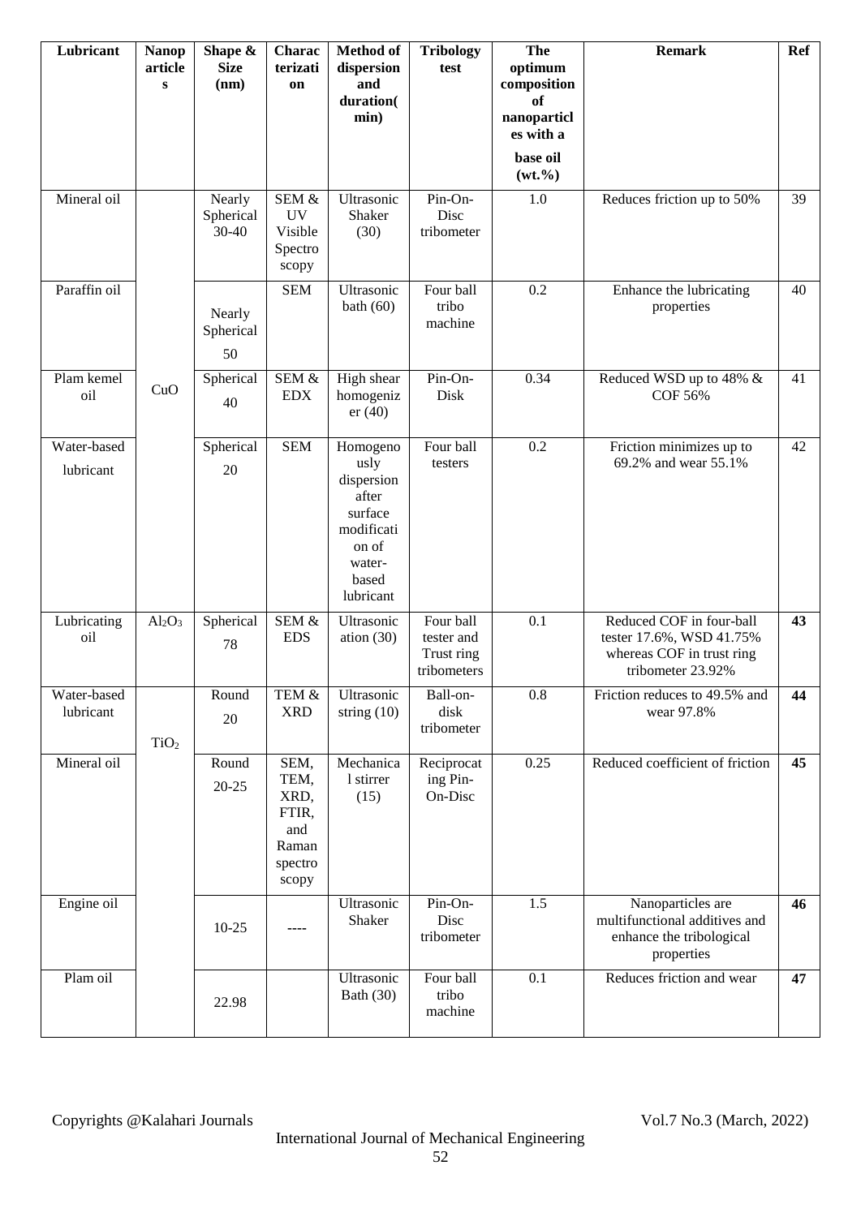| Lubricant | Nanoparticles | Shape & Size (nm) | Characterization | Method of dispersion and duration(min) | Tribology test | The optimum composition of nanoparticles with a base oil (wt.%) | Remark | Ref |
|---|---|---|---|---|---|---|---|---|
| Mineral oil | CuO | Nearly Spherical 30-40 | SEM & UV Visible Spectroscopy | Ultrasonic Shaker (30) | Pin-On-Disc tribometer | 1.0 | Reduces friction up to 50% | 39 |
| Paraffin oil | | Nearly Spherical 50 | SEM | Ultrasonic bath (60) | Four ball tribo machine | 0.2 | Enhance the lubricating properties | 40 |
| Plam kemel oil | | Spherical 40 | SEM & EDX | High shear homogenizer (40) | Pin-On-Disk | 0.34 | Reduced WSD up to 48% & COF 56% | 41 |
| Water-based lubricant | | Spherical 20 | SEM | Homogenously dispersion after surface modification of water-based lubricant | Four ball testers | 0.2 | Friction minimizes up to 69.2% and wear 55.1% | 42 |
| Lubricating oil | $Al_2O_3$ | Spherical 78 | SEM & EDS | Ultrasonication (30) | Four ball tester and Trust ring tribometers | 0.1 | Reduced COF in four-ball tester 17.6%, WSD 41.75% whereas COF in trust ring tribometer 23.92% | **43** |
| Water-based lubricant | $TiO_2$ | Round 20 | TEM & XRD | Ultrasonic string (10) | Ball-on-disk tribometer | 0.8 | Friction reduces to 49.5% and wear 97.8% | **44** |
| Mineral oil | | Round 20-25 | SEM, TEM, XRD, FTIR, and Raman spectroscopy | Mechanical stirrer (15) | Reciprocating Pin-On-Disc | 0.25 | Reduced coefficient of friction | **45** |
| Engine oil | | 10-25 | ---- | Ultrasonic Shaker | Pin-On-Disc tribometer | 1.5 | Nanoparticles are multifunctional additives and enhance the tribological properties | **46** |
| Plam oil | | 22.98 | | Ultrasonic Bath (30) | Four ball tribo machine | 0.1 | Reduces friction and wear | **47** |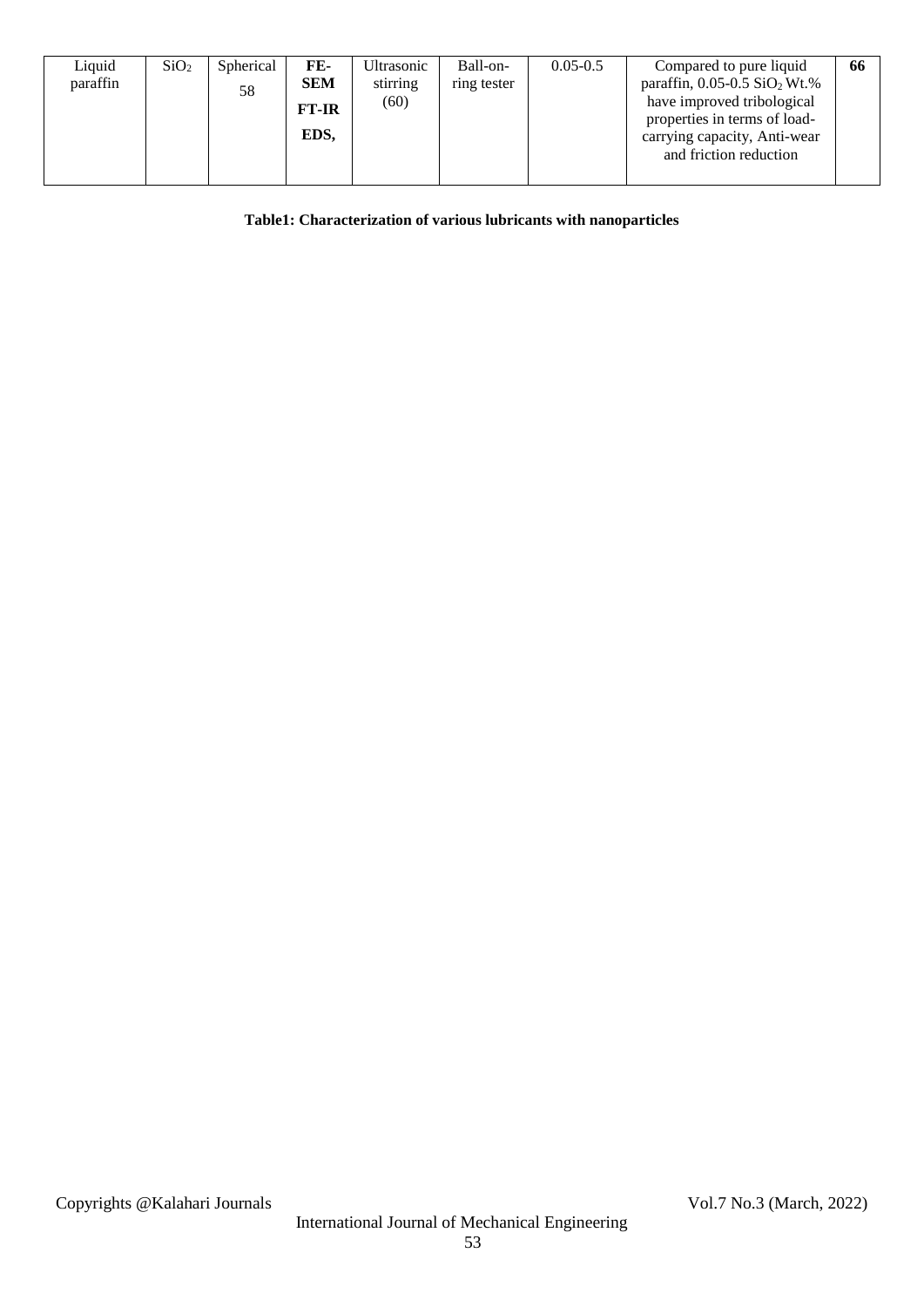| | | | | | | | | |
|---|---|---|---|---|---|---|---|---|
| Liquid paraffin | $SiO_2$ | Spherical 58 | **FE-SEM FT-IR EDS,** | Ultrasonic stirring (60) | Ball-on-ring tester | 0.05-0.5 | Compared to pure liquid paraffin, 0.05-0.5 $SiO_2$ Wt.% have improved tribological properties in terms of load-carrying capacity, Anti-wear and friction reduction | **66** |

**Table1: Characterization of various lubricants with nanoparticles**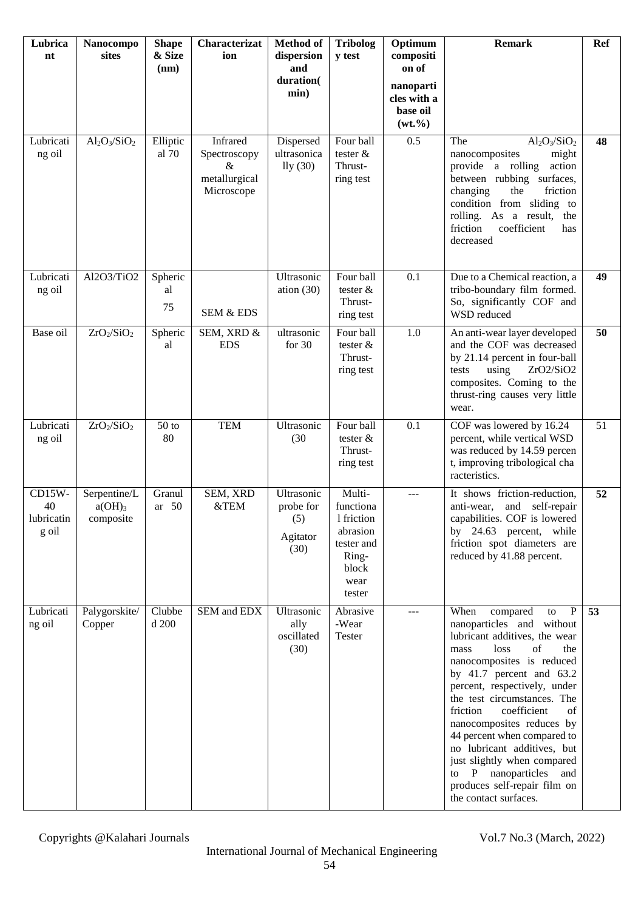| Lubricant | Nanocomposites | Shape & Size (nm) | Characterization | Method of dispersion and duration(min) | Tribology test | Optimum composition of nanoparticles with a base oil (wt.%) | Remark | Ref |
|---|---|---|---|---|---|---|---|---|
| Lubricating oil | $Al_2O_3/SiO_2$ | Elliptical 70 | Infrared Spectroscopy & metallurgical Microscope | Dispersed ultrasonically (30) | Four ball tester & Thrust-ring test | 0.5 | The $Al_2O_3/SiO_2$ nanocomposites might provide a rolling action between rubbing surfaces, changing the friction condition from sliding to rolling. As a result, the friction coefficient has decreased | **48** |
| Lubricating oil | Al2O3/TiO2 | Spherical 75 | SEM & EDS | Ultrasonication (30) | Four ball tester & Thrust-ring test | 0.1 | Due to a Chemical reaction, a tribo-boundary film formed. So, significantly COF and WSD reduced | **49** |
| Base oil | $ZrO_2/SiO_2$ | Spherical | SEM, XRD & EDS | ultrasonic for 30 | Four ball tester & Thrust-ring test | 1.0 | An anti-wear layer developed and the COF was decreased by 21.14 percent in four-ball tests using ZrO2/SiO2 composites. Coming to the thrust-ring causes very little wear. | **50** |
| Lubricating oil | $ZrO_2/SiO_2$ | 50 to 80 | TEM | Ultrasonic (30 | Four ball tester & Thrust-ring test | 0.1 | COF was lowered by 16.24 percent, while vertical WSD was reduced by 14.59 percent, improving tribological characteristics. | 51 |
| CD15W-40 lubricating oil | Serpentine/La(OH)$_3$ composite | Granular 50 | SEM, XRD &TEM | Ultrasonic probe for (5) Agitator (30) | Multi-functional friction abrasion tester and Ring-block wear tester | --- | It shows friction-reduction, anti-wear, and self-repair capabilities. COF is lowered by 24.63 percent, while friction spot diameters are reduced by 41.88 percent. | **52** |
| Lubricating oil | Palygorskite/Copper | Clubbed 200 | SEM and EDX | Ultrasonically oscillated (30) | Abrasive-Wear Tester | --- | When compared to P nanoparticles and without lubricant additives, the wear mass loss of the nanocomposites is reduced by 41.7 percent and 63.2 percent, respectively, under the test circumstances. The friction coefficient of nanocomposites reduces by 44 percent when compared to no lubricant additives, but just slightly when compared to P nanoparticles and produces self-repair film on the contact surfaces. | **53** |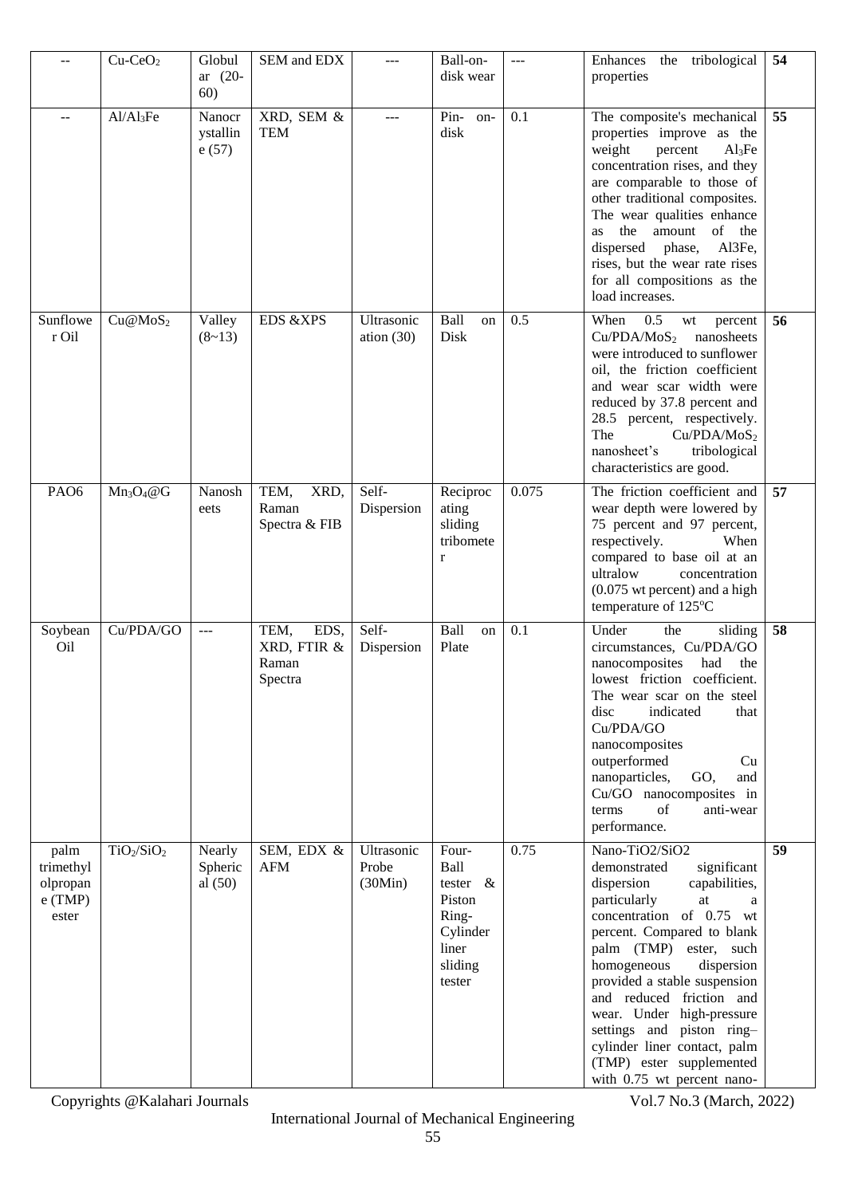| -- | $Cu\text{-}CeO_2$ | Globular (20-60) | SEM and EDX | --- | Ball-on-disk wear | --- | Enhances the tribological properties | 54 |
|---|---|---|---|---|---|---|---|---|
| -- | $Al/Al_3Fe$ | Nanocrystalline (57) | XRD, SEM & TEM | --- | Pin- on-disk | 0.1 | The composite's mechanical properties improve as the weight percent $Al_3Fe$ concentration rises, and they are comparable to those of other traditional composites. The wear qualities enhance as the amount of the dispersed phase, Al3Fe, rises, but the wear rate rises for all compositions as the load increases. | 55 |
| Sunflower Oil | $Cu@MoS_2$ | Valley (8~13) | EDS &XPS | Ultrasonication (30) | Ball on Disk | 0.5 | When 0.5 wt percent $Cu/PDA/MoS_2$ nanosheets were introduced to sunflower oil, the friction coefficient and wear scar width were reduced by 37.8 percent and 28.5 percent, respectively. The $Cu/PDA/MoS_2$ nanosheet's tribological characteristics are good. | 56 |
| PAO6 | $Mn_3O_4@G$ | Nanosheets | TEM, XRD, Raman Spectra & FIB | Self-Dispersion | Reciprocating sliding tribometer | 0.075 | The friction coefficient and wear depth were lowered by 75 percent and 97 percent, respectively. When compared to base oil at an ultralow concentration (0.075 wt percent) and a high temperature of 125°C | 57 |
| Soybean Oil | Cu/PDA/GO | --- | TEM, EDS, XRD, FTIR & Raman Spectra | Self-Dispersion | Ball on Plate | 0.1 | Under the sliding circumstances, Cu/PDA/GO nanocomposites had the lowest friction coefficient. The wear scar on the steel disc indicated that Cu/PDA/GO nanocomposites outperformed Cu nanoparticles, GO, and Cu/GO nanocomposites in terms of anti-wear performance. | 58 |
| palm trimethylolpropane (TMP) ester | $TiO_2/SiO_2$ | Nearly Spherical (50) | SEM, EDX & AFM | Ultrasonic Probe (30Min) | Four-Ball tester & Piston Ring-Cylinder liner sliding tester | 0.75 | Nano-TiO2/SiO2 demonstrated significant dispersion capabilities, particularly at a concentration of 0.75 wt percent. Compared to blank palm (TMP) ester, such homogeneous dispersion provided a stable suspension and reduced friction and wear. Under high-pressure settings and piston ring–cylinder liner contact, palm (TMP) ester supplemented with 0.75 wt percent nano- | 59 |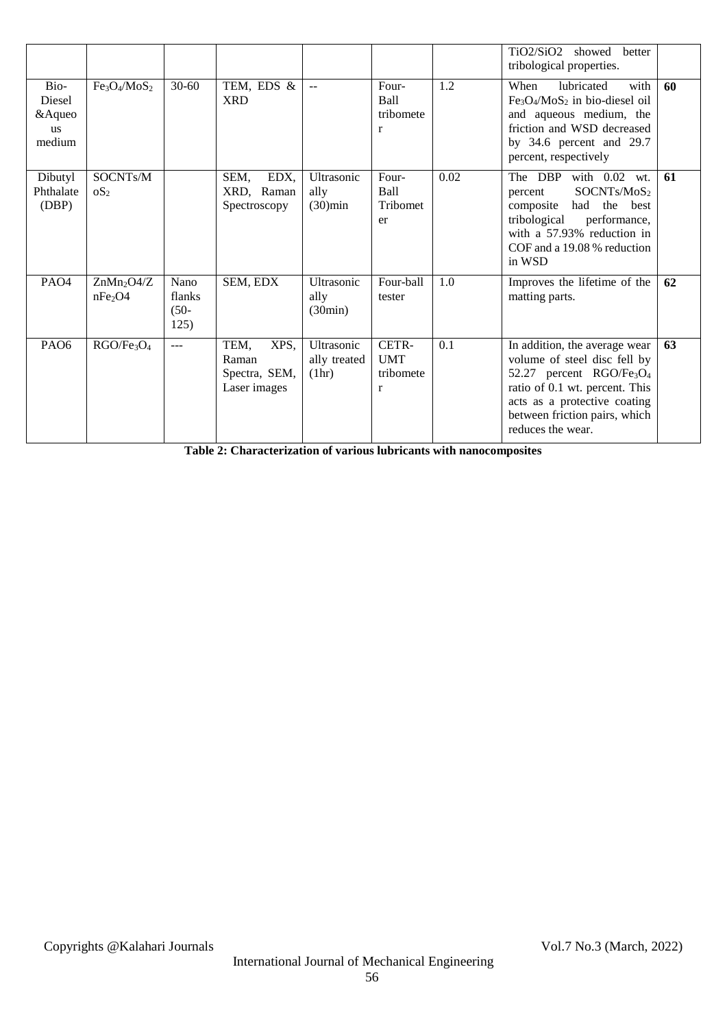| | | | | | | | TiO2/SiO2 showed better tribological properties. | |
|---|---|---|---|---|---|---|---|---|
| Bio-Diesel &Aqueous medium | $Fe_3O_4/MoS_2$ | 30-60 | TEM, EDS & XRD | -- | Four-Ball tribometer | 1.2 | When lubricated with $Fe_3O_4/MoS_2$ in bio-diesel oil and aqueous medium, the friction and WSD decreased by 34.6 percent and 29.7 percent, respectively | **60** |
| Dibutyl Phthalate (DBP) | SOCNTs/$MoS_2$ | | SEM, EDX, XRD, Raman Spectroscopy | Ultrasonically (30)min | Four-Ball Tribometer | 0.02 | The DBP with 0.02 wt. percent SOCNTs/$MoS_2$ composite had the best tribological performance, with a 57.93% reduction in COF and a 19.08 % reduction in WSD | **61** |
| PAO4 | $ZnMn_2O4$/$ZnFe_2O4$ | Nano flanks (50-125) | SEM, EDX | Ultrasonically (30min) | Four-ball tester | 1.0 | Improves the lifetime of the matting parts. | **62** |
| PAO6 | RGO/$Fe_3O_4$ | --- | TEM, XPS, Raman Spectra, SEM, Laser images | Ultrasonically treated (1hr) | CETR-UMT tribometer | 0.1 | In addition, the average wear volume of steel disc fell by 52.27 percent RGO/$Fe_3O_4$ ratio of 0.1 wt. percent. This acts as a protective coating between friction pairs, which reduces the wear. | **63** |

**Table 2: Characterization of various lubricants with nanocomposites**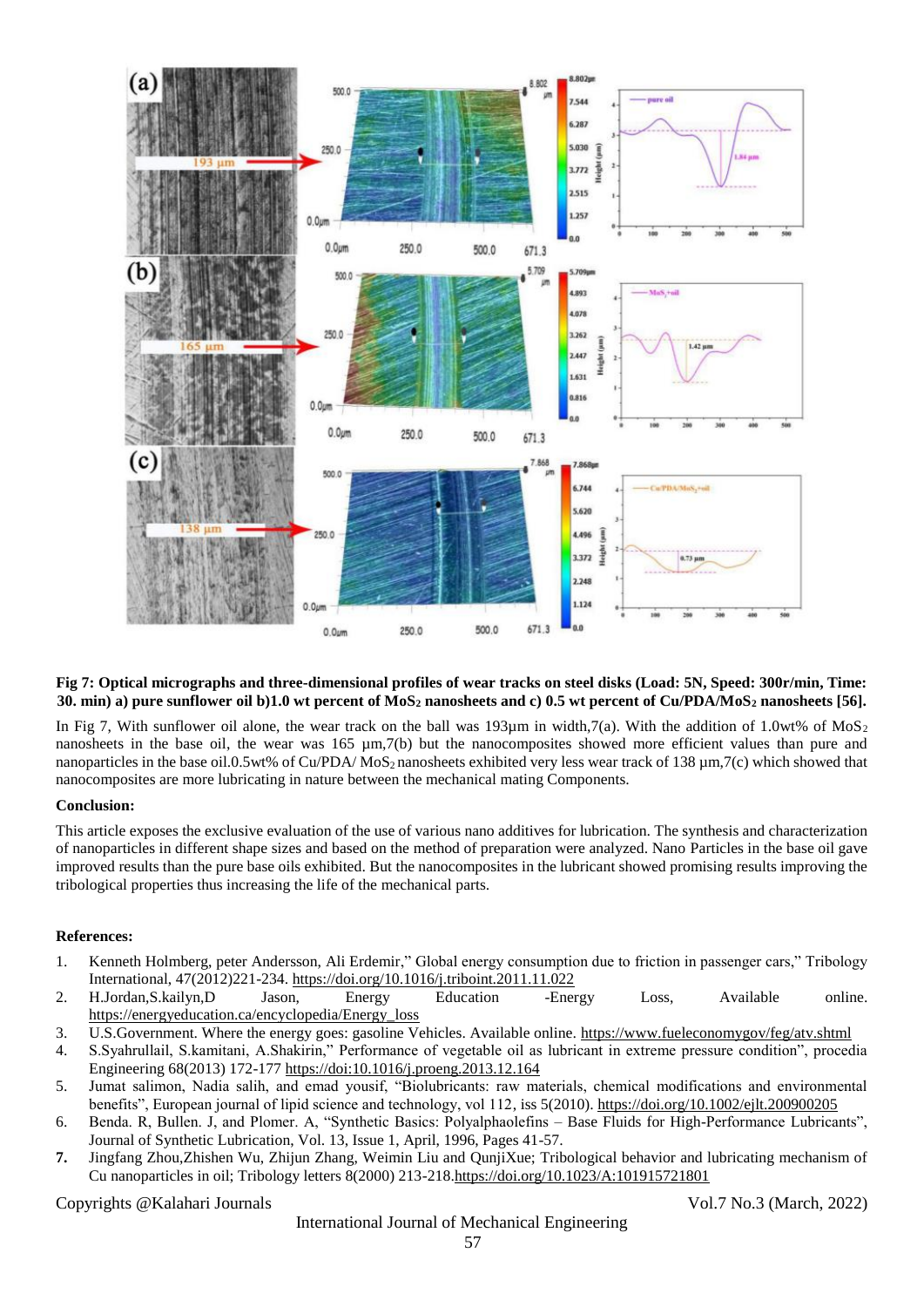**Fig 7: Optical micrographs and three-dimensional profiles of wear tracks on steel disks (Load: 5N, Speed: 300r/min, Time: 30. min) a) pure sunflower oil b)1.0 wt percent of $MoS_2$ nanosheets and c) 0.5 wt percent of Cu/PDA/$MoS_2$ nanosheets [56].**

In Fig 7, With sunflower oil alone, the wear track on the ball was 193μm in width,7(a). With the addition of 1.0wt% of $MoS_2$ nanosheets in the base oil, the wear was 165 μm,7(b) but the nanocomposites showed more efficient values than pure and nanoparticles in the base oil.0.5wt% of Cu/PDA/ $MoS_2$ nanosheets exhibited very less wear track of 138 μm,7(c) which showed that nanocomposites are more lubricating in nature between the mechanical mating Components.

**Conclusion:**

This article exposes the exclusive evaluation of the use of various nano additives for lubrication. The synthesis and characterization of nanoparticles in different shape sizes and based on the method of preparation were analyzed. Nano Particles in the base oil gave improved results than the pure base oils exhibited. But the nanocomposites in the lubricant showed promising results improving the tribological properties thus increasing the life of the mechanical parts.

**References:**

1. Kenneth Holmberg, peter Andersson, Ali Erdemir," Global energy consumption due to friction in passenger cars," Tribology International, 47(2012)221-234. https://doi.org/10.1016/j.triboint.2011.11.022
2. H.Jordan,S.kailyn,D Jason, Energy Education -Energy Loss, Available online. https://energyeducation.ca/encyclopedia/Energy_loss
3. U.S.Government. Where the energy goes: gasoline Vehicles. Available online. https://www.fueleconomygov/feg/atv.shtml
4. S.Syahrullail, S.kamitani, A.Shakirin," Performance of vegetable oil as lubricant in extreme pressure condition", procedia Engineering 68(2013) 172-177 https://doi:10.1016/j.proeng.2013.12.164
5. Jumat salimon, Nadia salih, and emad yousif, "Biolubricants: raw materials, chemical modifications and environmental benefits", European journal of lipid science and technology, vol 112, iss 5(2010). https://doi.org/10.1002/ejlt.200900205
6. Benda. R, Bullen. J, and Plomer. A, "Synthetic Basics: Polyalphaolefins – Base Fluids for High-Performance Lubricants", Journal of Synthetic Lubrication, Vol. 13, Issue 1, April, 1996, Pages 41-57.
7. Jingfang Zhou,Zhishen Wu, Zhijun Zhang, Weimin Liu and QunjiXue; Tribological behavior and lubricating mechanism of Cu nanoparticles in oil; Tribology letters 8(2000) 213-218.https://doi.org/10.1023/A:101915721801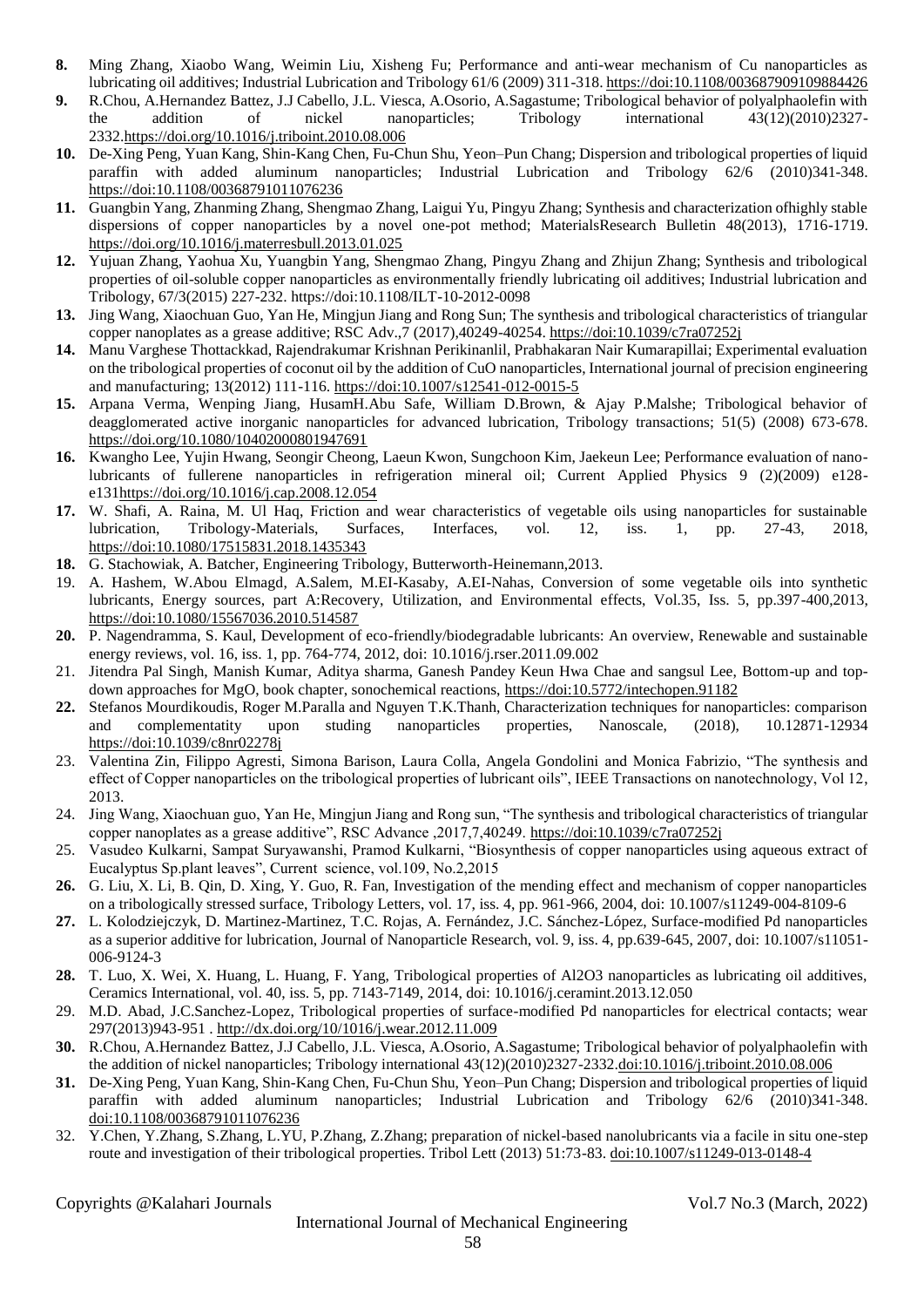8. **8.** Ming Zhang, Xiaobo Wang, Weimin Liu, Xisheng Fu; Performance and anti-wear mechanism of Cu nanoparticles as lubricating oil additives; Industrial Lubrication and Tribology 61/6 (2009) 311-318. https://doi:10.1108/00368790910988442​6

**9.** R.Chou, A.Hernandez Battez, J.J Cabello, J.L. Viesca, A.Osorio, A.Sagastume; Tribological behavior of polyalphaolefin with the addition of nickel nanoparticles; Tribology international 43(12)(2010)2327-2332.https://doi.org/10.1016/j.triboint.2010.08.006

**10.** De-Xing Peng, Yuan Kang, Shin-Kang Chen, Fu-Chun Shu, Yeon–Pun Chang; Dispersion and tribological properties of liquid paraffin with added aluminum nanoparticles; Industrial Lubrication and Tribology 62/6 (2010)341-348. https://doi:10.1108/00368791011076236

**11.** Guangbin Yang, Zhanming Zhang, Shengmao Zhang, Laigui Yu, Pingyu Zhang; Synthesis and characterization ofhighly stable dispersions of copper nanoparticles by a novel one-pot method; MaterialsResearch Bulletin 48(2013), 1716-1719. https://doi.org/10.1016/j.materresbull.2013.01.025

**12.** Yujuan Zhang, Yaohua Xu, Yuangbin Yang, Shengmao Zhang, Pingyu Zhang and Zhijun Zhang; Synthesis and tribological properties of oil-soluble copper nanoparticles as environmentally friendly lubricating oil additives; Industrial lubrication and Tribology, 67/3(2015) 227-232. https://doi:10.1108/ILT-10-2012-0098

**13.** Jing Wang, Xiaochuan Guo, Yan He, Mingjun Jiang and Rong Sun; The synthesis and tribological characteristics of triangular copper nanoplates as a grease additive; RSC Adv.,7 (2017),40249-40254. https://doi:10.1039/c7ra07252j

**14.** Manu Varghese Thottackkad, Rajendrakumar Krishnan Perikinanlil, Prabhakaran Nair Kumarapillai; Experimental evaluation on the tribological properties of coconut oil by the addition of CuO nanoparticles, International journal of precision engineering and manufacturing; 13(2012) 111-116. https://doi:10.1007/s12541-012-0015-5

**15.** Arpana Verma, Wenping Jiang, HusamH.Abu Safe, William D.Brown, & Ajay P.Malshe; Tribological behavior of deagglomerated active inorganic nanoparticles for advanced lubrication, Tribology transactions; 51(5) (2008) 673-678. https://doi.org/10.1080/10402000801947691

**16.** Kwangho Lee, Yujin Hwang, Seongir Cheong, Laeun Kwon, Sungchoon Kim, Jaekeun Lee; Performance evaluation of nano-lubricants of fullerene nanoparticles in refrigeration mineral oil; Current Applied Physics 9 (2)(2009) e128-e131https://doi.org/10.1016/j.cap.2008.12.054

**17.** W. Shafi, A. Raina, M. Ul Haq, Friction and wear characteristics of vegetable oils using nanoparticles for sustainable lubrication, Tribology-Materials, Surfaces, Interfaces, vol. 12, iss. 1, pp. 27-43, 2018, https://doi:10.1080/17515831.2018.1435343

**18.** G. Stachowiak, A. Batcher, Engineering Tribology, Butterworth-Heinemann,2013.

19. A. Hashem, W.Abou Elmagd, A.Salem, M.EI-Kasaby, A.EI-Nahas, Conversion of some vegetable oils into synthetic lubricants, Energy sources, part A:Recovery, Utilization, and Environmental effects, Vol.35, Iss. 5, pp.397-400,2013, https://doi:10.1080/15567036.2010.514587

**20.** P. Nagendramma, S. Kaul, Development of eco-friendly/biodegradable lubricants: An overview, Renewable and sustainable energy reviews, vol. 16, iss. 1, pp. 764-774, 2012, doi: 10.1016/j.rser.2011.09.002

21. Jitendra Pal Singh, Manish Kumar, Aditya sharma, Ganesh Pandey Keun Hwa Chae and sangsul Lee, Bottom-up and top-down approaches for MgO, book chapter, sonochemical reactions, https://doi:10.5772/intechopen.91182

**22.** Stefanos Mourdikoudis, Roger M.Paralla and Nguyen T.K.Thanh, Characterization techniques for nanoparticles: comparison and complementatity upon studing nanoparticles properties, Nanoscale, (2018), 10.12871-12934 https://doi:10.1039/c8nr02278j

23. Valentina Zin, Filippo Agresti, Simona Barison, Laura Colla, Angela Gondolini and Monica Fabrizio, "The synthesis and effect of Copper nanoparticles on the tribological properties of lubricant oils", IEEE Transactions on nanotechnology, Vol 12, 2013.

24. Jing Wang, Xiaochuan guo, Yan He, Mingjun Jiang and Rong sun, "The synthesis and tribological characteristics of triangular copper nanoplates as a grease additive", RSC Advance ,2017,7,40249. https://doi:10.1039/c7ra07252j

25. Vasudeo Kulkarni, Sampat Suryawanshi, Pramod Kulkarni, "Biosynthesis of copper nanoparticles using aqueous extract of Eucalyptus Sp.plant leaves", Current science, vol.109, No.2,2015

**26.** G. Liu, X. Li, B. Qin, D. Xing, Y. Guo, R. Fan, Investigation of the mending effect and mechanism of copper nanoparticles on a tribologically stressed surface, Tribology Letters, vol. 17, iss. 4, pp. 961-966, 2004, doi: 10.1007/s11249-004-8109-6

**27.** L. Kolodziejczyk, D. Martinez-Martinez, T.C. Rojas, A. Fernández, J.C. Sánchez-López, Surface-modified Pd nanoparticles as a superior additive for lubrication, Journal of Nanoparticle Research, vol. 9, iss. 4, pp.639-645, 2007, doi: 10.1007/s11051-006-9124-3

**28.** T. Luo, X. Wei, X. Huang, L. Huang, F. Yang, Tribological properties of Al2O3 nanoparticles as lubricating oil additives, Ceramics International, vol. 40, iss. 5, pp. 7143-7149, 2014, doi: 10.1016/j.ceramint.2013.12.050

29. M.D. Abad, J.C.Sanchez-Lopez, Tribological properties of surface-modified Pd nanoparticles for electrical contacts; wear 297(2013)943-951 . http://dx.doi.org/10/1016/j.wear.2012.11.009

**30.** R.Chou, A.Hernandez Battez, J.J Cabello, J.L. Viesca, A.Osorio, A.Sagastume; Tribological behavior of polyalphaolefin with the addition of nickel nanoparticles; Tribology international 43(12)(2010)2327-2332.doi:10.1016/j.triboint.2010.08.006

**31.** De-Xing Peng, Yuan Kang, Shin-Kang Chen, Fu-Chun Shu, Yeon–Pun Chang; Dispersion and tribological properties of liquid paraffin with added aluminum nanoparticles; Industrial Lubrication and Tribology 62/6 (2010)341-348. doi:10.1108/00368791011076236

32. Y.Chen, Y.Zhang, S.Zhang, L.YU, P.Zhang, Z.Zhang; preparation of nickel-based nanolubricants via a facile in situ one-step route and investigation of their tribological properties. Tribol Lett (2013) 51:73-83. doi:10.1007/s11249-013-0148-4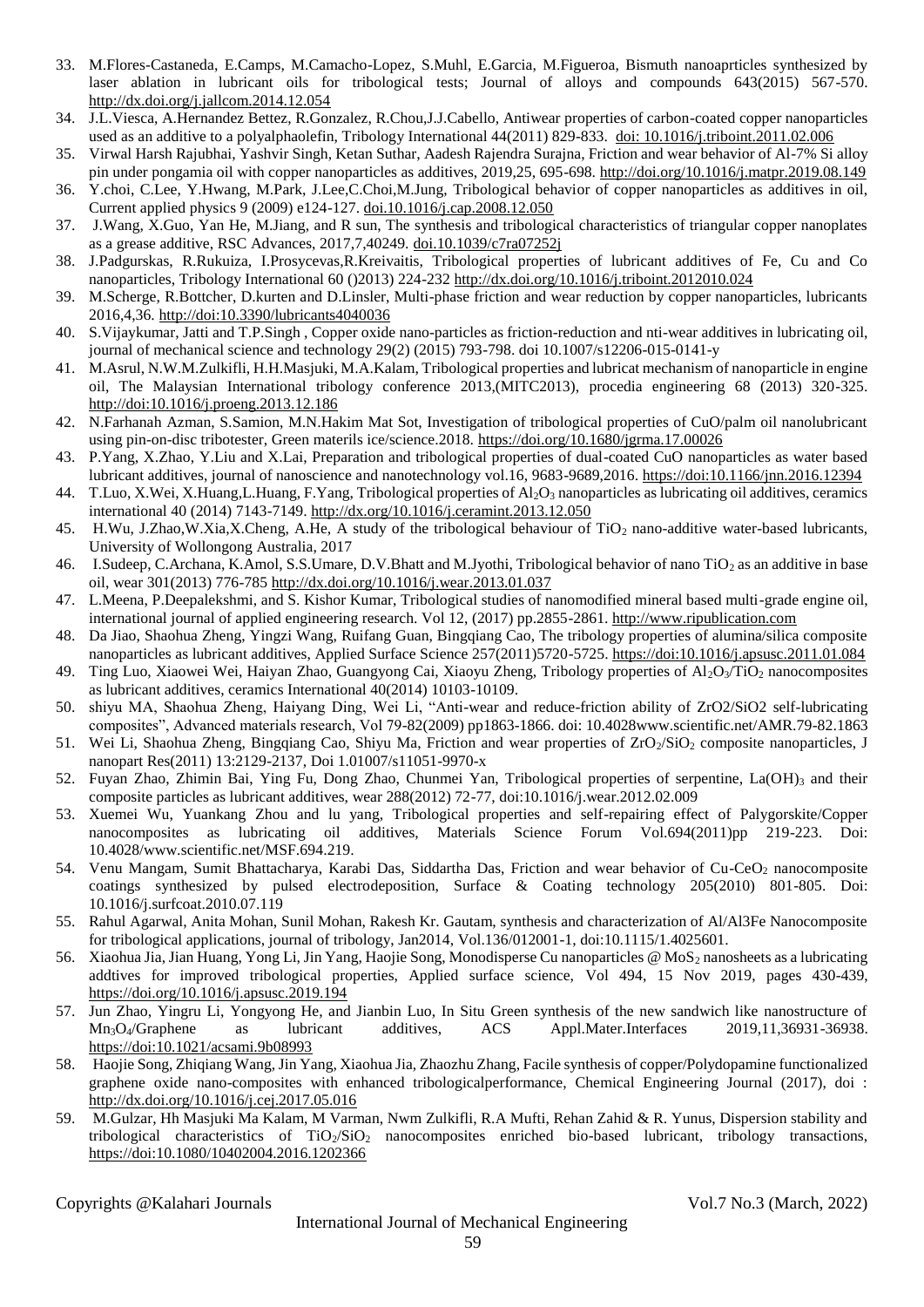33. M.Flores-Castaneda, E.Camps, M.Camacho-Lopez, S.Muhl, E.Garcia, M.Figueroa, Bismuth nanoaprticles synthesized by laser ablation in lubricant oils for tribological tests; Journal of alloys and compounds 643(2015) 567-570. http://dx.doi.org/j.jallcom.2014.12.054
34. J.L.Viesca, A.Hernandez Bettez, R.Gonzalez, R.Chou,J.J.Cabello, Antiwear properties of carbon-coated copper nanoparticles used as an additive to a polyalphaolefin, Tribology International 44(2011) 829-833. doi: 10.1016/j.triboint.2011.02.006
35. Virwal Harsh Rajubhai, Yashvir Singh, Ketan Suthar, Aadesh Rajendra Surajna, Friction and wear behavior of Al-7% Si alloy pin under pongamia oil with copper nanoparticles as additives, 2019,25, 695-698. http://doi.org/10.1016/j.matpr.2019.08.149
36. Y.choi, C.Lee, Y.Hwang, M.Park, J.Lee,C.Choi,M.Jung, Tribological behavior of copper nanoparticles as additives in oil, Current applied physics 9 (2009) e124-127. doi.10.1016/j.cap.2008.12.050
37. J.Wang, X.Guo, Yan He, M.Jiang, and R sun, The synthesis and tribological characteristics of triangular copper nanoplates as a grease additive, RSC Advances, 2017,7,40249. doi.10.1039/c7ra07252j
38. J.Padgurskas, R.Rukuiza, I.Prosycevas,R.Kreivaitis, Tribological properties of lubricant additives of Fe, Cu and Co nanoparticles, Tribology International 60 ()2013) 224-232 http://dx.doi.org/10.1016/j.triboint.2012010.024
39. M.Scherge, R.Bottcher, D.kurten and D.Linsler, Multi-phase friction and wear reduction by copper nanoparticles, lubricants 2016,4,36. http://doi:10.3390/lubricants4040036
40. S.Vijaykumar, Jatti and T.P.Singh , Copper oxide nano-particles as friction-reduction and nti-wear additives in lubricating oil, journal of mechanical science and technology 29(2) (2015) 793-798. doi 10.1007/s12206-015-0141-y
41. M.Asrul, N.W.M.Zulkifli, H.H.Masjuki, M.A.Kalam, Tribological properties and lubricat mechanism of nanoparticle in engine oil, The Malaysian International tribology conference 2013,(MITC2013), procedia engineering 68 (2013) 320-325. http://doi:10.1016/j.proeng.2013.12.186
42. N.Farhanah Azman, S.Samion, M.N.Hakim Mat Sot, Investigation of tribological properties of CuO/palm oil nanolubricant using pin-on-disc tribotester, Green materils ice/science.2018. https://doi.org/10.1680/jgrma.17.00026
43. P.Yang, X.Zhao, Y.Liu and X.Lai, Preparation and tribological properties of dual-coated CuO nanoparticles as water based lubricant additives, journal of nanoscience and nanotechnology vol.16, 9683-9689,2016. https://doi:10.1166/jnn.2016.12394
44. T.Luo, X.Wei, X.Huang,L.Huang, F.Yang, Tribological properties of $Al_2O_3$ nanoparticles as lubricating oil additives, ceramics international 40 (2014) 7143-7149. http://dx.doi.org/10.1016/j.ceramint.2013.12.050
45. H.Wu, J.Zhao,W.Xia,X.Cheng, A.He, A study of the tribological behaviour of $TiO_2$ nano-additive water-based lubricants, University of Wollongong Australia, 2017
46. I.Sudeep, C.Archana, K.Amol, S.S.Umare, D.V.Bhatt and M.Jyothi, Tribological behavior of nano $TiO_2$ as an additive in base oil, wear 301(2013) 776-785 http://dx.doi.org/10.1016/j.wear.2013.01.037
47. L.Meena, P.Deepalekshmi, and S. Kishor Kumar, Tribological studies of nanomodified mineral based multi-grade engine oil, international journal of applied engineering research. Vol 12, (2017) pp.2855-2861. http://www.ripublication.com
48. Da Jiao, Shaohua Zheng, Yingzi Wang, Ruifang Guan, Bingqiang Cao, The tribology properties of alumina/silica composite nanoparticles as lubricant additives, Applied Surface Science 257(2011)5720-5725. https://doi:10.1016/j.apsusc.2011.01.084
49. Ting Luo, Xiaowei Wei, Haiyan Zhao, Guangyong Cai, Xiaoyu Zheng, Tribology properties of $Al_2O_3/TiO_2$ nanocomposites as lubricant additives, ceramics International 40(2014) 10103-10109.
50. shiyu MA, Shaohua Zheng, Haiyang Ding, Wei Li, "Anti-wear and reduce-friction ability of ZrO2/SiO2 self-lubricating composites", Advanced materials research, Vol 79-82(2009) pp1863-1866. doi: 10.4028www.scientific.net/AMR.79-82.1863
51. Wei Li, Shaohua Zheng, Bingqiang Cao, Shiyu Ma, Friction and wear properties of $ZrO_2/SiO_2$ composite nanoparticles, J nanopart Res(2011) 13:2129-2137, Doi 1.01007/s11051-9970-x
52. Fuyan Zhao, Zhimin Bai, Ying Fu, Dong Zhao, Chunmei Yan, Tribological properties of serpentine, $La(OH)_3$ and their composite particles as lubricant additives, wear 288(2012) 72-77, doi:10.1016/j.wear.2012.02.009
53. Xuemei Wu, Yuankang Zhou and lu yang, Tribological properties and self-repairing effect of Palygorskite/Copper nanocomposites as lubricating oil additives, Materials Science Forum Vol.694(2011)pp 219-223. Doi: 10.4028/www.scientific.net/MSF.694.219.
54. Venu Mangam, Sumit Bhattacharya, Karabi Das, Siddartha Das, Friction and wear behavior of Cu-$CeO_2$ nanocomposite coatings synthesized by pulsed electrodeposition, Surface & Coating technology 205(2010) 801-805. Doi: 10.1016/j.surfcoat.2010.07.119
55. Rahul Agarwal, Anita Mohan, Sunil Mohan, Rakesh Kr. Gautam, synthesis and characterization of Al/Al3Fe Nanocomposite for tribological applications, journal of tribology, Jan2014, Vol.136/012001-1, doi:10.1115/1.4025601.
56. Xiaohua Jia, Jian Huang, Yong Li, Jin Yang, Haojie Song, Monodisperse Cu nanoparticles @ $MoS_2$ nanosheets as a lubricating addtives for improved tribological properties, Applied surface science, Vol 494, 15 Nov 2019, pages 430-439, https://doi.org/10.1016/j.apsusc.2019.194
57. Jun Zhao, Yingru Li, Yongyong He, and Jianbin Luo, In Situ Green synthesis of the new sandwich like nanostructure of $Mn_3O_4$/Graphene as lubricant additives, ACS Appl.Mater.Interfaces 2019,11,36931-36938. https://doi:10.1021/acsami.9b08993
58. Haojie Song, Zhiqiang Wang, Jin Yang, Xiaohua Jia, Zhaozhu Zhang, Facile synthesis of copper/Polydopamine functionalized graphene oxide nano-composites with enhanced tribologicalperformance, Chemical Engineering Journal (2017), doi : http://dx.doi.org/10.1016/j.cej.2017.05.016
59. M.Gulzar, Hh Masjuki Ma Kalam, M Varman, Nwm Zulkifli, R.A Mufti, Rehan Zahid & R. Yunus, Dispersion stability and tribological characteristics of $TiO_2/SiO_2$ nanocomposites enriched bio-based lubricant, tribology transactions, https://doi:10.1080/10402004.2016.1202366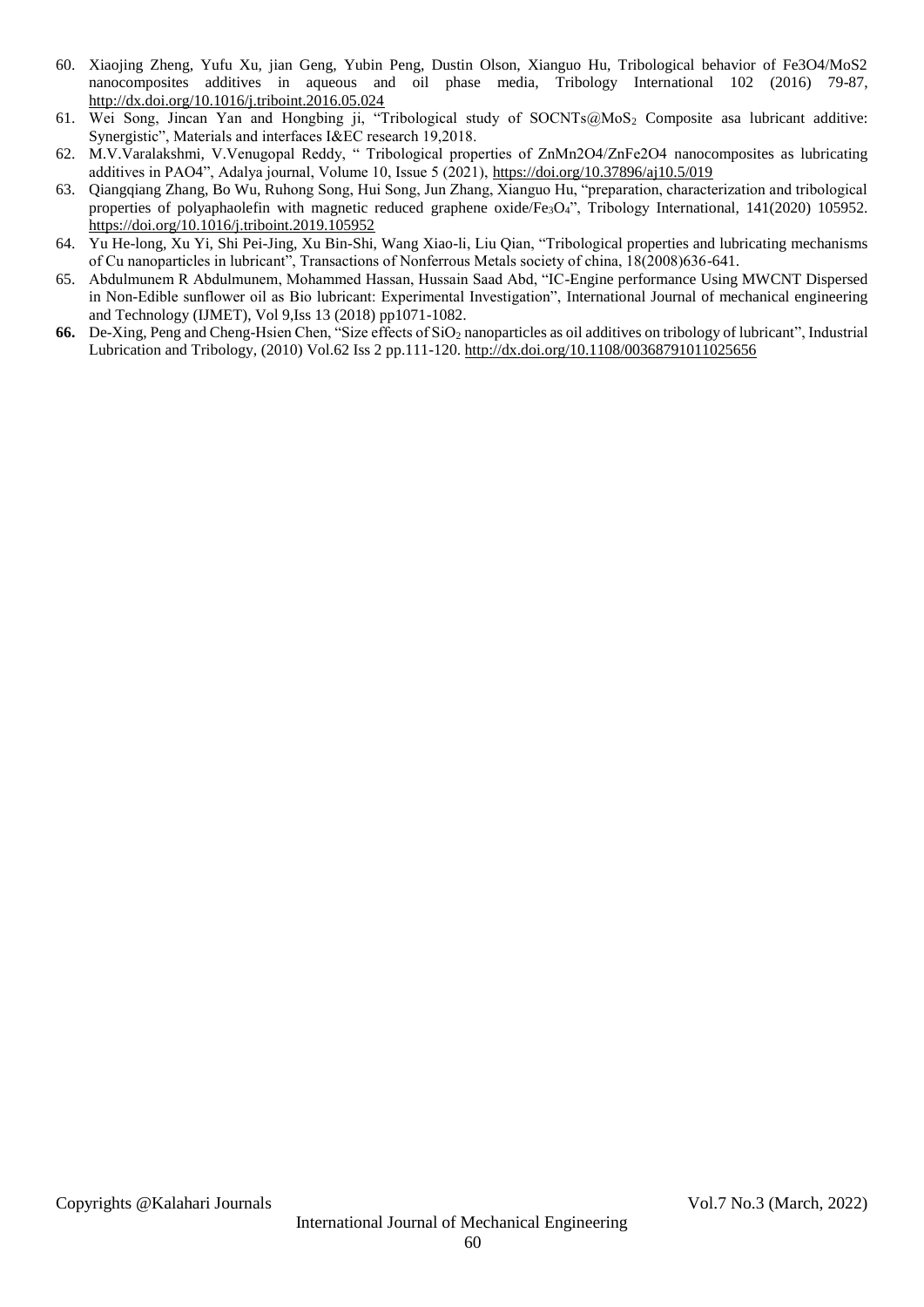60. Xiaojing Zheng, Yufu Xu, jian Geng, Yubin Peng, Dustin Olson, Xianguo Hu, Tribological behavior of Fe3O4/MoS2 nanocomposites additives in aqueous and oil phase media, Tribology International 102 (2016) 79-87, http://dx.doi.org/10.1016/j.triboint.2016.05.024
61. Wei Song, Jincan Yan and Hongbing ji, "Tribological study of SOCNTs@$MoS_2$ Composite asa lubricant additive: Synergistic", Materials and interfaces I&EC research 19,2018.
62. M.V.Varalakshmi, V.Venugopal Reddy, " Tribological properties of ZnMn2O4/ZnFe2O4 nanocomposites as lubricating additives in PAO4", Adalya journal, Volume 10, Issue 5 (2021), https://doi.org/10.37896/aj10.5/019
63. Qiangqiang Zhang, Bo Wu, Ruhong Song, Hui Song, Jun Zhang, Xianguo Hu, "preparation, characterization and tribological properties of polyaphaolefin with magnetic reduced graphene oxide/$Fe_3O_4$", Tribology International, 141(2020) 105952. https://doi.org/10.1016/j.triboint.2019.105952
64. Yu He-long, Xu Yi, Shi Pei-Jing, Xu Bin-Shi, Wang Xiao-li, Liu Qian, "Tribological properties and lubricating mechanisms of Cu nanoparticles in lubricant", Transactions of Nonferrous Metals society of china, 18(2008)636-641.
65. Abdulmunem R Abdulmunem, Mohammed Hassan, Hussain Saad Abd, "IC-Engine performance Using MWCNT Dispersed in Non-Edible sunflower oil as Bio lubricant: Experimental Investigation", International Journal of mechanical engineering and Technology (IJMET), Vol 9,Iss 13 (2018) pp1071-1082.
66. De-Xing, Peng and Cheng-Hsien Chen, "Size effects of $SiO_2$ nanoparticles as oil additives on tribology of lubricant", Industrial Lubrication and Tribology, (2010) Vol.62 Iss 2 pp.111-120. http://dx.doi.org/10.1108/00368791011025656